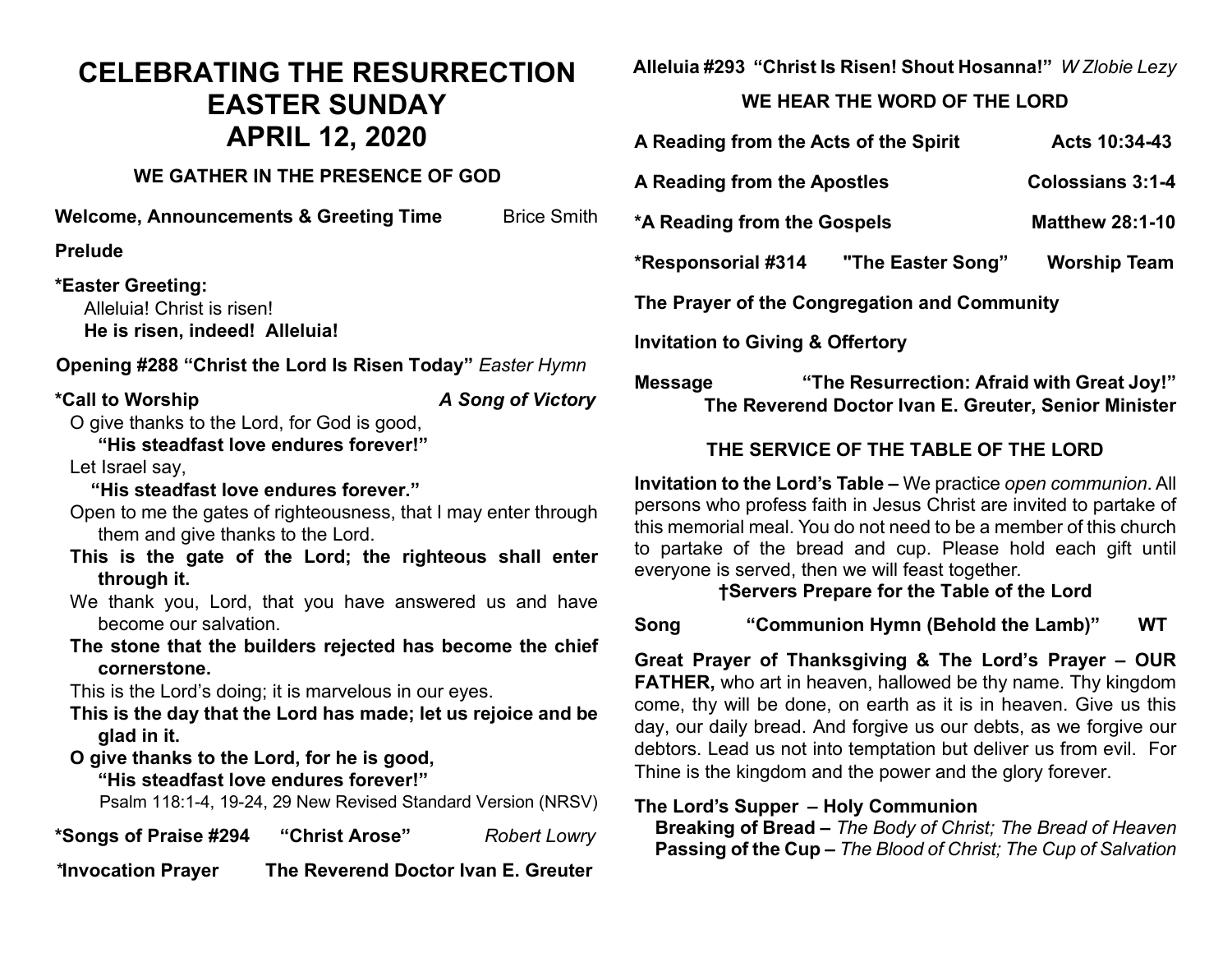# CELEBRATING THE RESURRECTION
# EASTER SUNDAY
# APRIL 12, 2020

## WE GATHER IN THE PRESENCE OF GOD

**Welcome, Announcements & Greeting Time** Brice Smith

**Prelude**

**\*Easter Greeting:**
Alleluia! Christ is risen!
**He is risen, indeed! Alleluia!**

**Opening #288 "Christ the Lord Is Risen Today"** *Easter Hymn*

**\*Call to Worship** ***A Song of Victory***

O give thanks to the Lord, for God is good,
**"His steadfast love endures forever!"**
Let Israel say,
**"His steadfast love endures forever."**
Open to me the gates of righteousness, that I may enter through them and give thanks to the Lord.
**This is the gate of the Lord; the righteous shall enter through it.**
We thank you, Lord, that you have answered us and have become our salvation.
**The stone that the builders rejected has become the chief cornerstone.**
This is the Lord's doing; it is marvelous in our eyes.
**This is the day that the Lord has made; let us rejoice and be glad in it.**
**O give thanks to the Lord, for he is good,**
**"His steadfast love endures forever!"**
Psalm 118:1-4, 19-24, 29 New Revised Standard Version (NRSV)

**\*Songs of Praise #294 "Christ Arose"** *Robert Lowry*

**\*Invocation Prayer The Reverend Doctor Ivan E. Greuter**

**Alleluia #293 "Christ Is Risen! Shout Hosanna!"** *W Zlobie Lezy*

## WE HEAR THE WORD OF THE LORD

**A Reading from the Acts of the Spirit** **Acts 10:34-43**

**A Reading from the Apostles** **Colossians 3:1-4**

**\*A Reading from the Gospels** **Matthew 28:1-10**

**\*Responsorial #314 "The Easter Song" Worship Team**

**The Prayer of the Congregation and Community**

**Invitation to Giving & Offertory**

**Message "The Resurrection: Afraid with Great Joy!"**
**The Reverend Doctor Ivan E. Greuter, Senior Minister**

## THE SERVICE OF THE TABLE OF THE LORD

**Invitation to the Lord's Table –** We practice *open communion*. All persons who profess faith in Jesus Christ are invited to partake of this memorial meal. You do not need to be a member of this church to partake of the bread and cup. Please hold each gift until everyone is served, then we will feast together.

**†Servers Prepare for the Table of the Lord**

**Song "Communion Hymn (Behold the Lamb)" WT**

**Great Prayer of Thanksgiving & The Lord's Prayer – OUR FATHER,** who art in heaven, hallowed be thy name. Thy kingdom come, thy will be done, on earth as it is in heaven. Give us this day, our daily bread. And forgive us our debts, as we forgive our debtors. Lead us not into temptation but deliver us from evil. For Thine is the kingdom and the power and the glory forever.

**The Lord's Supper – Holy Communion**
**Breaking of Bread –** *The Body of Christ; The Bread of Heaven*
**Passing of the Cup –** *The Blood of Christ; The Cup of Salvation*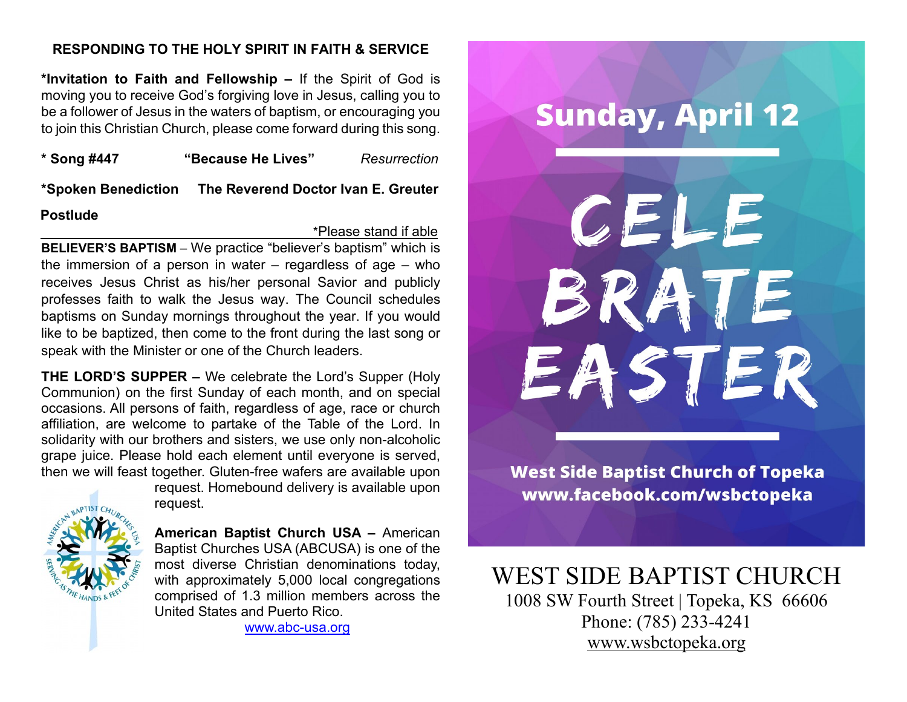## RESPONDING TO THE HOLY SPIRIT IN FAITH & SERVICE

**\*Invitation to Faith and Fellowship –** If the Spirit of God is moving you to receive God's forgiving love in Jesus, calling you to be a follower of Jesus in the waters of baptism, or encouraging you to join this Christian Church, please come forward during this song.

**\* Song #447** **"Because He Lives"** *Resurrection*

**\*Spoken Benediction** **The Reverend Doctor Ivan E. Greuter**

**Postlude**

\*Please stand if able

**BELIEVER'S BAPTISM** – We practice "believer's baptism" which is the immersion of a person in water – regardless of age – who receives Jesus Christ as his/her personal Savior and publicly professes faith to walk the Jesus way. The Council schedules baptisms on Sunday mornings throughout the year. If you would like to be baptized, then come to the front during the last song or speak with the Minister or one of the Church leaders.

**THE LORD'S SUPPER –** We celebrate the Lord's Supper (Holy Communion) on the first Sunday of each month, and on special occasions. All persons of faith, regardless of age, race or church affiliation, are welcome to partake of the Table of the Lord. In solidarity with our brothers and sisters, we use only non-alcoholic grape juice. Please hold each element until everyone is served, then we will feast together. Gluten-free wafers are available upon request. Homebound delivery is available upon request.

**American Baptist Church USA –** American Baptist Churches USA (ABCUSA) is one of the most diverse Christian denominations today, with approximately 5,000 local congregations comprised of 1.3 million members across the United States and Puerto Rico.

www.abc-usa.org

**Sunday, April 12**

# CELEBRATE EASTER

**West Side Baptist Church of Topeka**
**www.facebook.com/wsbctopeka**

# WEST SIDE BAPTIST CHURCH

1008 SW Fourth Street | Topeka, KS 66606
Phone: (785) 233-4241
www.wsbctopeka.org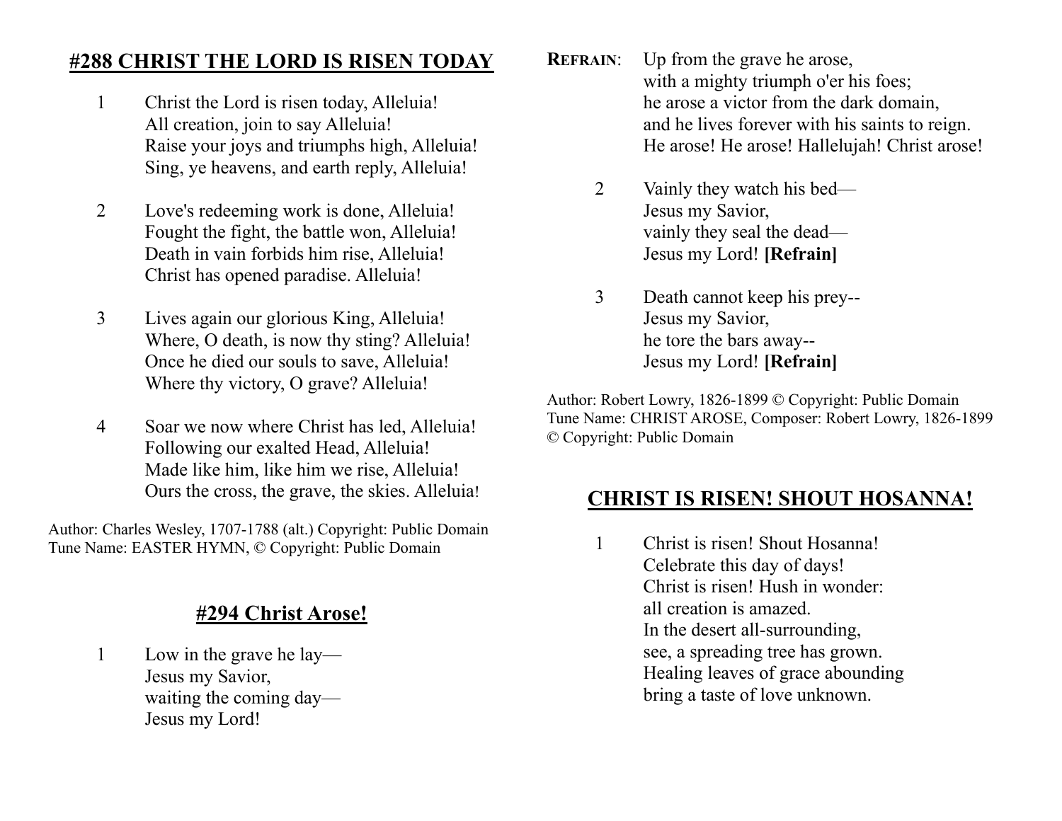## #288 CHRIST THE LORD IS RISEN TODAY

1 Christ the Lord is risen today, Alleluia!
All creation, join to say Alleluia!
Raise your joys and triumphs high, Alleluia!
Sing, ye heavens, and earth reply, Alleluia!

2 Love's redeeming work is done, Alleluia!
Fought the fight, the battle won, Alleluia!
Death in vain forbids him rise, Alleluia!
Christ has opened paradise. Alleluia!

3 Lives again our glorious King, Alleluia!
Where, O death, is now thy sting? Alleluia!
Once he died our souls to save, Alleluia!
Where thy victory, O grave? Alleluia!

4 Soar we now where Christ has led, Alleluia!
Following our exalted Head, Alleluia!
Made like him, like him we rise, Alleluia!
Ours the cross, the grave, the skies. Alleluia!

Author: Charles Wesley, 1707-1788 (alt.) Copyright: Public Domain
Tune Name: EASTER HYMN, © Copyright: Public Domain

## #294 Christ Arose!

1 Low in the grave he lay—
Jesus my Savior,
waiting the coming day—
Jesus my Lord!

**REFRAIN**: Up from the grave he arose,
with a mighty triumph o'er his foes;
he arose a victor from the dark domain,
and he lives forever with his saints to reign.
He arose! He arose! Hallelujah! Christ arose!

2 Vainly they watch his bed—
Jesus my Savior,
vainly they seal the dead—
Jesus my Lord! **[Refrain]**

3 Death cannot keep his prey--
Jesus my Savior,
he tore the bars away--
Jesus my Lord! **[Refrain]**

Author: Robert Lowry, 1826-1899 © Copyright: Public Domain
Tune Name: CHRIST AROSE, Composer: Robert Lowry, 1826-1899
© Copyright: Public Domain

## CHRIST IS RISEN! SHOUT HOSANNA!

1 Christ is risen! Shout Hosanna!
Celebrate this day of days!
Christ is risen! Hush in wonder:
all creation is amazed.
In the desert all-surrounding,
see, a spreading tree has grown.
Healing leaves of grace abounding
bring a taste of love unknown.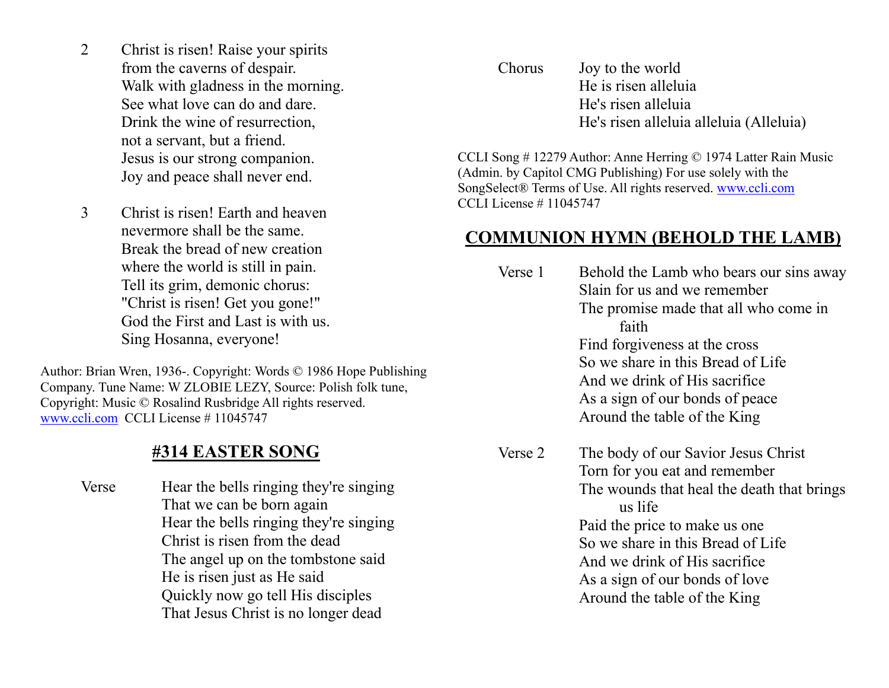2 Christ is risen! Raise your spirits
from the caverns of despair.
Walk with gladness in the morning.
See what love can do and dare.
Drink the wine of resurrection,
not a servant, but a friend.
Jesus is our strong companion.
Joy and peace shall never end.

3 Christ is risen! Earth and heaven
nevermore shall be the same.
Break the bread of new creation
where the world is still in pain.
Tell its grim, demonic chorus:
"Christ is risen! Get you gone!"
God the First and Last is with us.
Sing Hosanna, everyone!

Author: Brian Wren, 1936-. Copyright: Words © 1986 Hope Publishing Company. Tune Name: W ZLOBIE LEZY, Source: Polish folk tune, Copyright: Music © Rosalind Rusbridge All rights reserved. www.ccli.com CCLI License # 11045747

## #314 EASTER SONG

Verse
Hear the bells ringing they're singing
That we can be born again
Hear the bells ringing they're singing
Christ is risen from the dead
The angel up on the tombstone said
He is risen just as He said
Quickly now go tell His disciples
That Jesus Christ is no longer dead

Chorus
Joy to the world
He is risen alleluia
He's risen alleluia
He's risen alleluia alleluia (Alleluia)

CCLI Song # 12279 Author: Anne Herring © 1974 Latter Rain Music (Admin. by Capitol CMG Publishing) For use solely with the SongSelect® Terms of Use. All rights reserved. www.ccli.com CCLI License # 11045747

## COMMUNION HYMN (BEHOLD THE LAMB)

Verse 1
Behold the Lamb who bears our sins away
Slain for us and we remember
The promise made that all who come in faith
Find forgiveness at the cross
So we share in this Bread of Life
And we drink of His sacrifice
As a sign of our bonds of peace
Around the table of the King

Verse 2
The body of our Savior Jesus Christ
Torn for you eat and remember
The wounds that heal the death that brings us life
Paid the price to make us one
So we share in this Bread of Life
And we drink of His sacrifice
As a sign of our bonds of love
Around the table of the King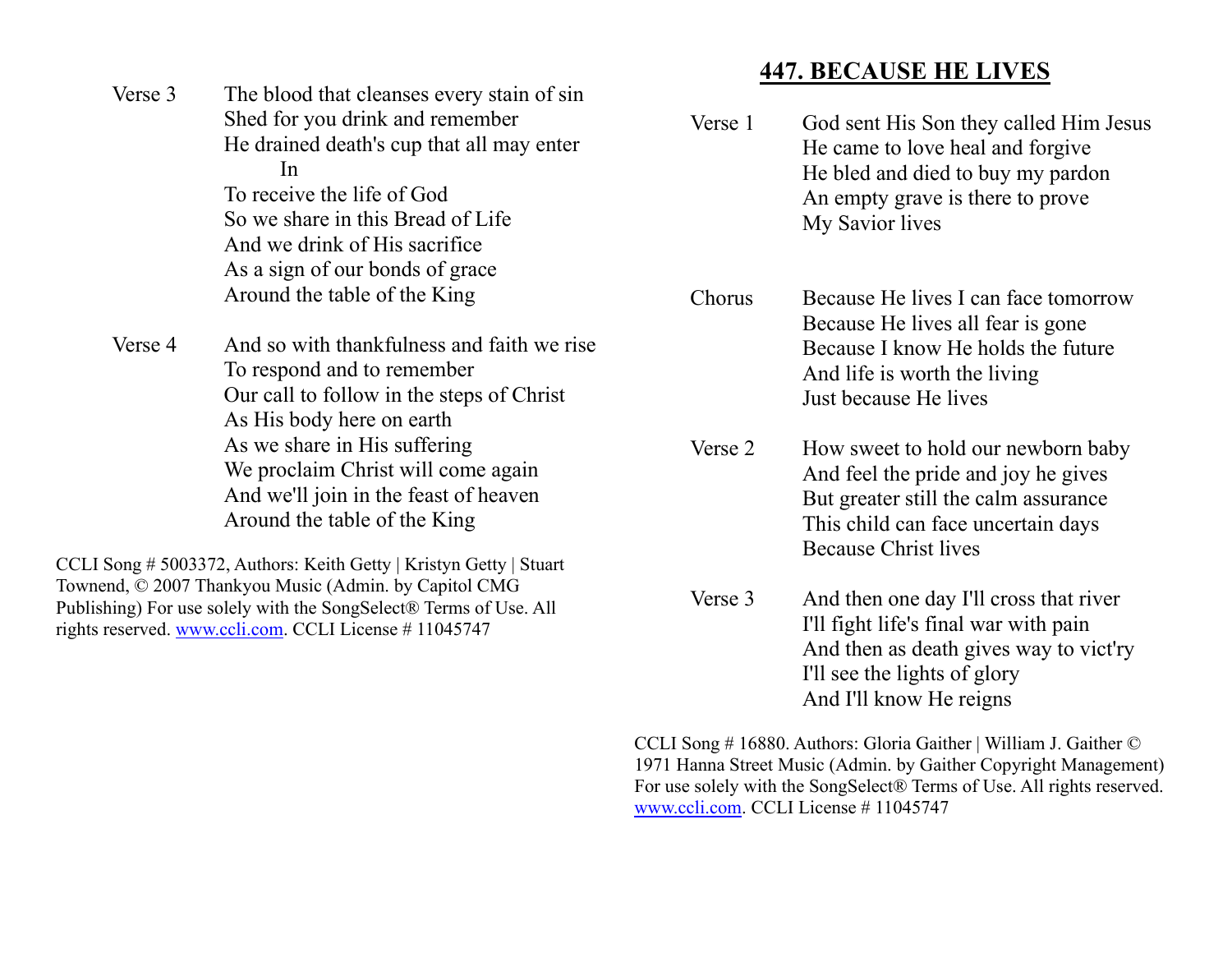Verse 3	The blood that cleanses every stain of sin
Shed for you drink and remember
He drained death's cup that all may enter
In
To receive the life of God
So we share in this Bread of Life
And we drink of His sacrifice
As a sign of our bonds of grace
Around the table of the King

Verse 4	And so with thankfulness and faith we rise
To respond and to remember
Our call to follow in the steps of Christ
As His body here on earth
As we share in His suffering
We proclaim Christ will come again
And we'll join in the feast of heaven
Around the table of the King

CCLI Song # 5003372, Authors: Keith Getty | Kristyn Getty | Stuart Townend, © 2007 Thankyou Music (Admin. by Capitol CMG Publishing) For use solely with the SongSelect® Terms of Use. All rights reserved. www.ccli.com. CCLI License # 11045747

## 447. BECAUSE HE LIVES

Verse 1	God sent His Son they called Him Jesus
He came to love heal and forgive
He bled and died to buy my pardon
An empty grave is there to prove
My Savior lives

Chorus	Because He lives I can face tomorrow
Because He lives all fear is gone
Because I know He holds the future
And life is worth the living
Just because He lives

Verse 2	How sweet to hold our newborn baby
And feel the pride and joy he gives
But greater still the calm assurance
This child can face uncertain days
Because Christ lives

Verse 3	And then one day I'll cross that river
I'll fight life's final war with pain
And then as death gives way to vict'ry
I'll see the lights of glory
And I'll know He reigns

CCLI Song # 16880. Authors: Gloria Gaither | William J. Gaither © 1971 Hanna Street Music (Admin. by Gaither Copyright Management) For use solely with the SongSelect® Terms of Use. All rights reserved. www.ccli.com. CCLI License # 11045747